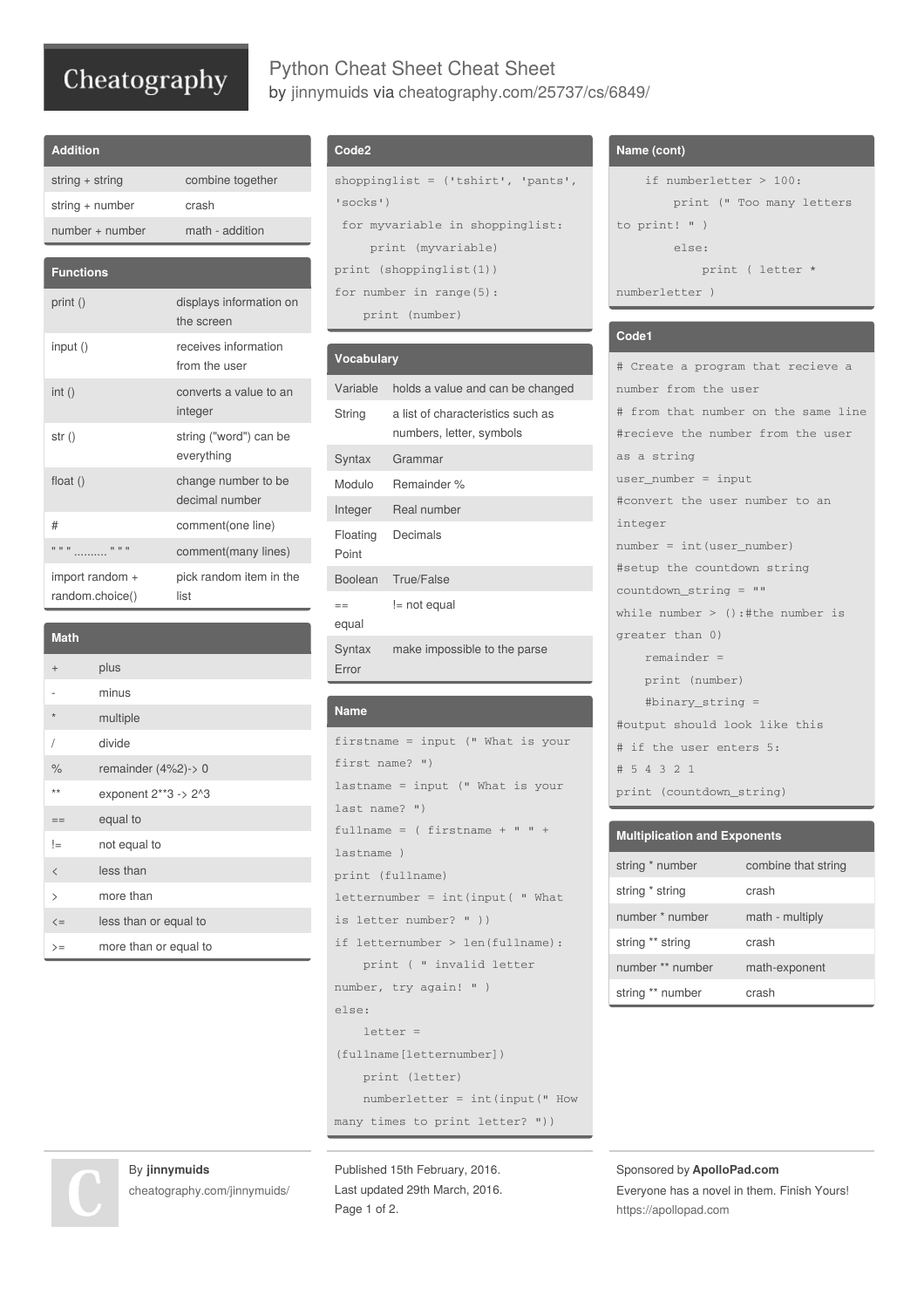# Python Cheat Sheet Cheat Sheet

by jinnymuids via cheatography.com/25737/cs/6849/

## Addition

| | |
|---|---|
| string + string | combine together |
| string + number | crash |
| number + number | math - addition |

## Functions

| | |
|---|---|
| print () | displays information on the screen |
| input () | receives information from the user |
| int () | converts a value to an integer |
| str () | string ("word") can be everything |
| float () | change number to be decimal number |
| # | comment(one line) |
| " " " .......... " " " | comment(many lines) |
| import random + random.choice() | pick random item in the list |

## Math

| | |
|---|---|
| + | plus |
| - | minus |
| * | multiple |
| / | divide |
| % | remainder (4%2)-> 0 |
| ** | exponent 2**3 -> 2^3 |
| == | equal to |
| != | not equal to |
| < | less than |
| > | more than |
| <= | less than or equal to |
| >= | more than or equal to |

## Code2

```
shoppinglist = ('tshirt', 'pants', 'socks')
 for myvariable in shoppinglist:
     print (myvariable)
print (shoppinglist(1))
for number in range(5):
    print (number)
```

## Vocabulary

| | |
|---|---|
| Variable | holds a value and can be changed |
| String | a list of characteristics such as numbers, letter, symbols |
| Syntax | Grammar |
| Modulo | Remainder % |
| Integer | Real number |
| Floating Point | Decimals |
| Boolean | True/False |
| == equal | != not equal |
| Syntax Error | make impossible to the parse |

## Name

```
firstname = input (" What is your first name? ")
lastname = input (" What is your last name? ")
fullname = ( firstname + " " + lastname )
print (fullname)
letternumber = int(input( " What is letter number? " ))
if letternumber > len(fullname):
    print ( " invalid letter number, try again! " )
else:
    letter = (fullname[letternumber])
    print (letter)
    numberletter = int(input(" How many times to print letter? "))
```

## Name (cont)

```
    if numberletter > 100:
        print (" Too many letters to print! " )
        else:
            print ( letter * numberletter )
```

## Code1

```
# Create a program that recieve a number from the user
# from that number on the same line
#recieve the number from the user as a string
user_number = input
#convert the user number to an integer
number = int(user_number)
#setup the countdown string
countdown_string = ""
while number > ():#the number is greater than 0)
    remainder =
    print (number)
    #binary_string =
#output should look like this
# if the user enters 5:
# 5 4 3 2 1
print (countdown_string)
```

## Multiplication and Exponents

| | |
|---|---|
| string * number | combine that string |
| string * string | crash |
| number * number | math - multiply |
| string ** string | crash |
| number ** number | math-exponent |
| string ** number | crash |

By **jinnymuids**
cheatography.com/jinnymuids/

Published 15th February, 2016.
Last updated 29th March, 2016.

Sponsored by **ApolloPad.com**
Everyone has a novel in them. Finish Yours!
https://apollopad.com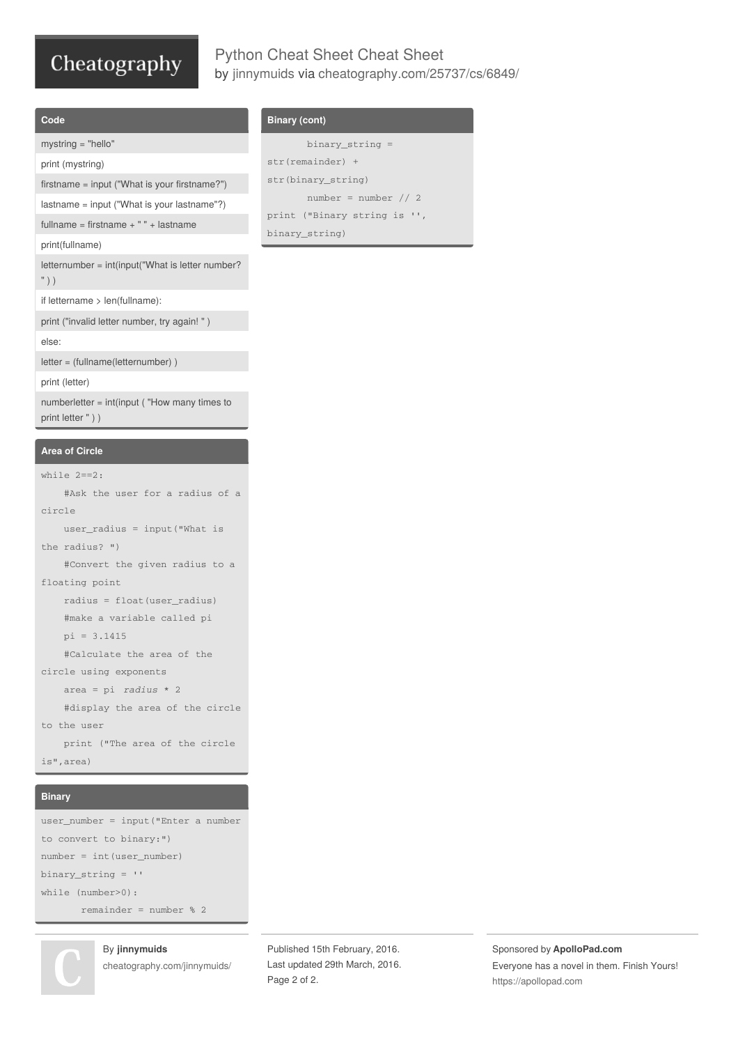# Python Cheat Sheet Cheat Sheet

by jinnymuids via cheatography.com/25737/cs/6849/

## Code

mystring = "hello"

print (mystring)

firstname = input ("What is your firstname?")

lastname = input ("What is your lastname"?)

fullname = firstname + " " + lastname

print(fullname)

letternumber = int(input("What is letter number? " ) )

if lettername > len(fullname):

print ("invalid letter number, try again! " )

else:

letter = (fullname(letternumber) )

print (letter)

numberletter = int(input ( "How many times to print letter " ) )

## Area of Circle

```
while 2==2:
    #Ask the user for a radius of a circle
    user_radius = input("What is the radius? ")
    #Convert the given radius to a floating point
    radius = float(user_radius)
    #make a variable called pi
    pi = 3.1415
    #Calculate the area of the circle using exponents
    area = pi  radius * 2
    #display the area of the circle to the user
    print ("The area of the circle is",area)
```

## Binary

```
user_number = input("Enter a number to convert to binary:")
number = int(user_number)
binary_string = ''
while (number>0):
       remainder = number % 2
```

## Binary (cont)

```
       binary_string = str(remainder) + str(binary_string)
       number = number // 2
print ("Binary string is '', binary_string)
```

By **jinnymuids**
cheatography.com/jinnymuids/

Published 15th February, 2016.
Last updated 29th March, 2016.

Sponsored by **ApolloPad.com**
Everyone has a novel in them. Finish Yours!
https://apollopad.com